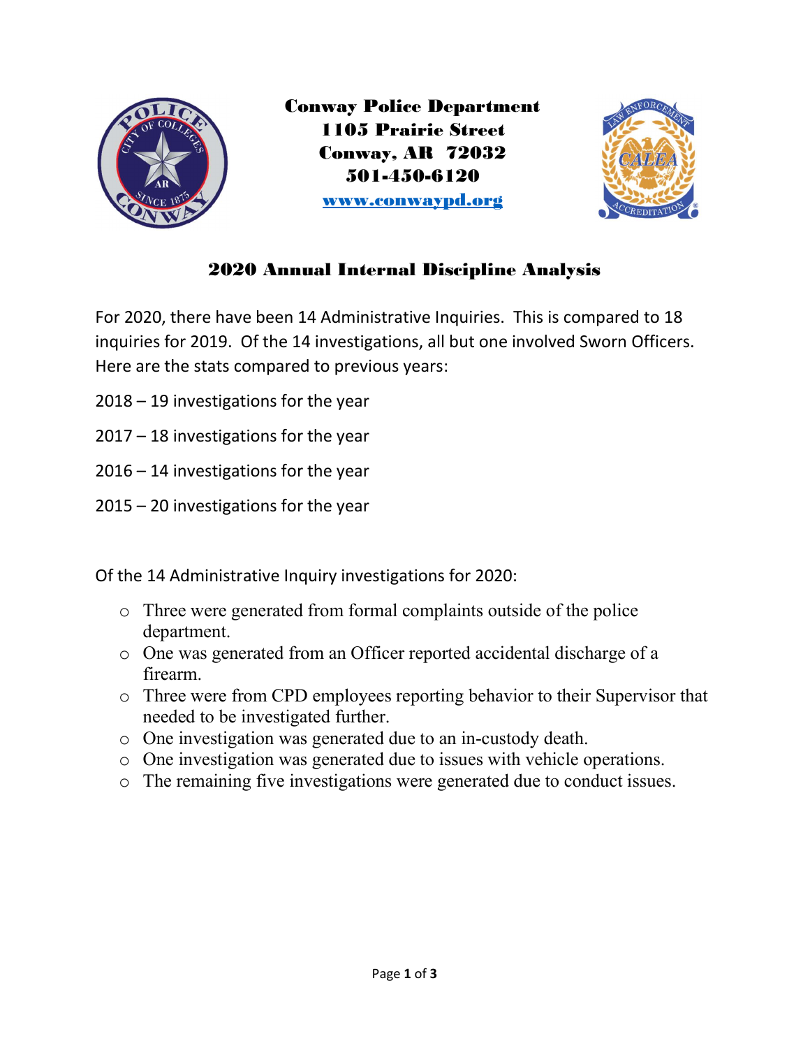**Conway Police Department**
**1105 Prairie Street**
**Conway, AR 72032**
**501-450-6120**
**www.conwaypd.org**

## 2020 Annual Internal Discipline Analysis

For 2020, there have been 14 Administrative Inquiries. This is compared to 18 inquiries for 2019. Of the 14 investigations, all but one involved Sworn Officers. Here are the stats compared to previous years:

2018 – 19 investigations for the year

2017 – 18 investigations for the year

2016 – 14 investigations for the year

2015 – 20 investigations for the year

Of the 14 Administrative Inquiry investigations for 2020:

- Three were generated from formal complaints outside of the police department.
- One was generated from an Officer reported accidental discharge of a firearm.
- Three were from CPD employees reporting behavior to their Supervisor that needed to be investigated further.
- One investigation was generated due to an in-custody death.
- One investigation was generated due to issues with vehicle operations.
- The remaining five investigations were generated due to conduct issues.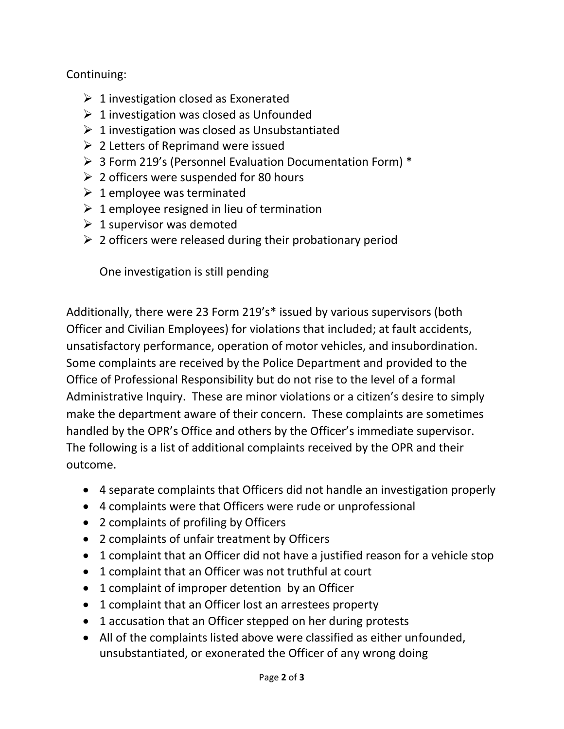Continuing:

- 1 investigation closed as Exonerated
- 1 investigation was closed as Unfounded
- 1 investigation was closed as Unsubstantiated
- 2 Letters of Reprimand were issued
- 3 Form 219's (Personnel Evaluation Documentation Form) *
- 2 officers were suspended for 80 hours
- 1 employee was terminated
- 1 employee resigned in lieu of termination
- 1 supervisor was demoted
- 2 officers were released during their probationary period

  One investigation is still pending

Additionally, there were 23 Form 219's* issued by various supervisors (both Officer and Civilian Employees) for violations that included; at fault accidents, unsatisfactory performance, operation of motor vehicles, and insubordination. Some complaints are received by the Police Department and provided to the Office of Professional Responsibility but do not rise to the level of a formal Administrative Inquiry. These are minor violations or a citizen's desire to simply make the department aware of their concern. These complaints are sometimes handled by the OPR's Office and others by the Officer's immediate supervisor. The following is a list of additional complaints received by the OPR and their outcome.

- 4 separate complaints that Officers did not handle an investigation properly
- 4 complaints were that Officers were rude or unprofessional
- 2 complaints of profiling by Officers
- 2 complaints of unfair treatment by Officers
- 1 complaint that an Officer did not have a justified reason for a vehicle stop
- 1 complaint that an Officer was not truthful at court
- 1 complaint of improper detention by an Officer
- 1 complaint that an Officer lost an arrestees property
- 1 accusation that an Officer stepped on her during protests
- All of the complaints listed above were classified as either unfounded, unsubstantiated, or exonerated the Officer of any wrong doing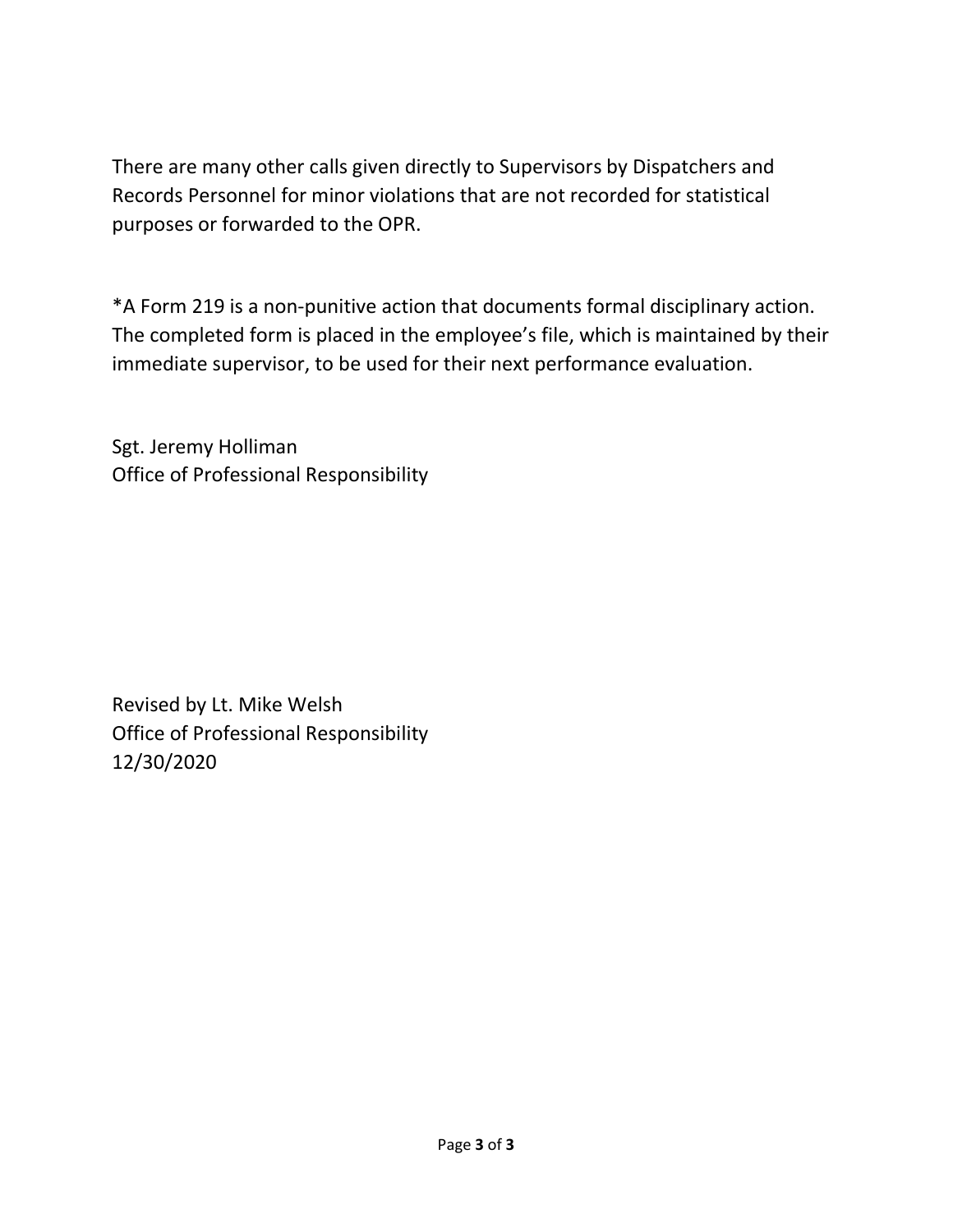There are many other calls given directly to Supervisors by Dispatchers and Records Personnel for minor violations that are not recorded for statistical purposes or forwarded to the OPR.

*A Form 219 is a non-punitive action that documents formal disciplinary action. The completed form is placed in the employee's file, which is maintained by their immediate supervisor, to be used for their next performance evaluation.

Sgt. Jeremy Holliman
Office of Professional Responsibility

Revised by Lt. Mike Welsh
Office of Professional Responsibility
12/30/2020